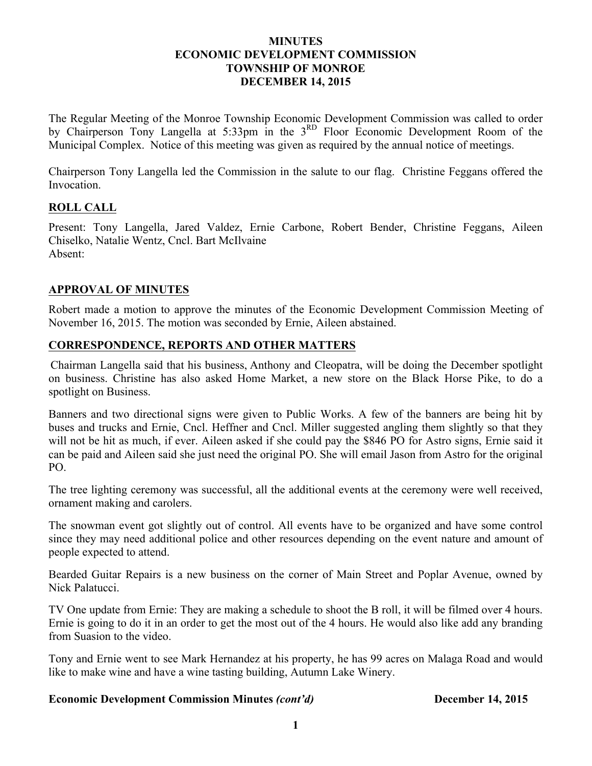# MINUTES
# ECONOMIC DEVELOPMENT COMMISSION
# TOWNSHIP OF MONROE
# DECEMBER 14, 2015

The Regular Meeting of the Monroe Township Economic Development Commission was called to order by Chairperson Tony Langella at 5:33pm in the 3RD Floor Economic Development Room of the Municipal Complex. Notice of this meeting was given as required by the annual notice of meetings.

Chairperson Tony Langella led the Commission in the salute to our flag. Christine Feggans offered the Invocation.

## ROLL CALL

Present: Tony Langella, Jared Valdez, Ernie Carbone, Robert Bender, Christine Feggans, Aileen Chiselko, Natalie Wentz, Cncl. Bart McIlvaine
Absent:

## APPROVAL OF MINUTES

Robert made a motion to approve the minutes of the Economic Development Commission Meeting of November 16, 2015. The motion was seconded by Ernie, Aileen abstained.

## CORRESPONDENCE, REPORTS AND OTHER MATTERS

Chairman Langella said that his business, Anthony and Cleopatra, will be doing the December spotlight on business. Christine has also asked Home Market, a new store on the Black Horse Pike, to do a spotlight on Business.

Banners and two directional signs were given to Public Works. A few of the banners are being hit by buses and trucks and Ernie, Cncl. Heffner and Cncl. Miller suggested angling them slightly so that they will not be hit as much, if ever. Aileen asked if she could pay the $846 PO for Astro signs, Ernie said it can be paid and Aileen said she just need the original PO. She will email Jason from Astro for the original PO.

The tree lighting ceremony was successful, all the additional events at the ceremony were well received, ornament making and carolers.

The snowman event got slightly out of control. All events have to be organized and have some control since they may need additional police and other resources depending on the event nature and amount of people expected to attend.

Bearded Guitar Repairs is a new business on the corner of Main Street and Poplar Avenue, owned by Nick Palatucci.

TV One update from Ernie: They are making a schedule to shoot the B roll, it will be filmed over 4 hours. Ernie is going to do it in an order to get the most out of the 4 hours. He would also like add any branding from Suasion to the video.

Tony and Ernie went to see Mark Hernandez at his property, he has 99 acres on Malaga Road and would like to make wine and have a wine tasting building, Autumn Lake Winery.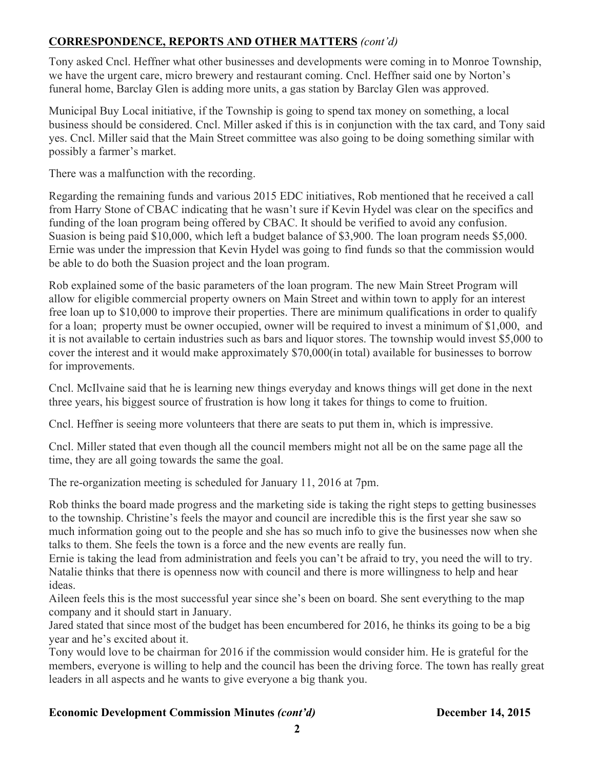## CORRESPONDENCE, REPORTS AND OTHER MATTERS *(cont'd)*

Tony asked Cncl. Heffner what other businesses and developments were coming in to Monroe Township, we have the urgent care, micro brewery and restaurant coming. Cncl. Heffner said one by Norton's funeral home, Barclay Glen is adding more units, a gas station by Barclay Glen was approved.

Municipal Buy Local initiative, if the Township is going to spend tax money on something, a local business should be considered. Cncl. Miller asked if this is in conjunction with the tax card, and Tony said yes. Cncl. Miller said that the Main Street committee was also going to be doing something similar with possibly a farmer's market.

There was a malfunction with the recording.

Regarding the remaining funds and various 2015 EDC initiatives, Rob mentioned that he received a call from Harry Stone of CBAC indicating that he wasn't sure if Kevin Hydel was clear on the specifics and funding of the loan program being offered by CBAC. It should be verified to avoid any confusion. Suasion is being paid $10,000, which left a budget balance of $3,900. The loan program needs $5,000. Ernie was under the impression that Kevin Hydel was going to find funds so that the commission would be able to do both the Suasion project and the loan program.

Rob explained some of the basic parameters of the loan program. The new Main Street Program will allow for eligible commercial property owners on Main Street and within town to apply for an interest free loan up to $10,000 to improve their properties. There are minimum qualifications in order to qualify for a loan; property must be owner occupied, owner will be required to invest a minimum of $1,000, and it is not available to certain industries such as bars and liquor stores. The township would invest $5,000 to cover the interest and it would make approximately $70,000(in total) available for businesses to borrow for improvements.

Cncl. McIlvaine said that he is learning new things everyday and knows things will get done in the next three years, his biggest source of frustration is how long it takes for things to come to fruition.

Cncl. Heffner is seeing more volunteers that there are seats to put them in, which is impressive.

Cncl. Miller stated that even though all the council members might not all be on the same page all the time, they are all going towards the same the goal.

The re-organization meeting is scheduled for January 11, 2016 at 7pm.

Rob thinks the board made progress and the marketing side is taking the right steps to getting businesses to the township. Christine's feels the mayor and council are incredible this is the first year she saw so much information going out to the people and she has so much info to give the businesses now when she talks to them. She feels the town is a force and the new events are really fun.
Ernie is taking the lead from administration and feels you can't be afraid to try, you need the will to try.
Natalie thinks that there is openness now with council and there is more willingness to help and hear ideas.
Aileen feels this is the most successful year since she's been on board. She sent everything to the map company and it should start in January.
Jared stated that since most of the budget has been encumbered for 2016, he thinks its going to be a big year and he's excited about it.
Tony would love to be chairman for 2016 if the commission would consider him. He is grateful for the members, everyone is willing to help and the council has been the driving force. The town has really great leaders in all aspects and he wants to give everyone a big thank you.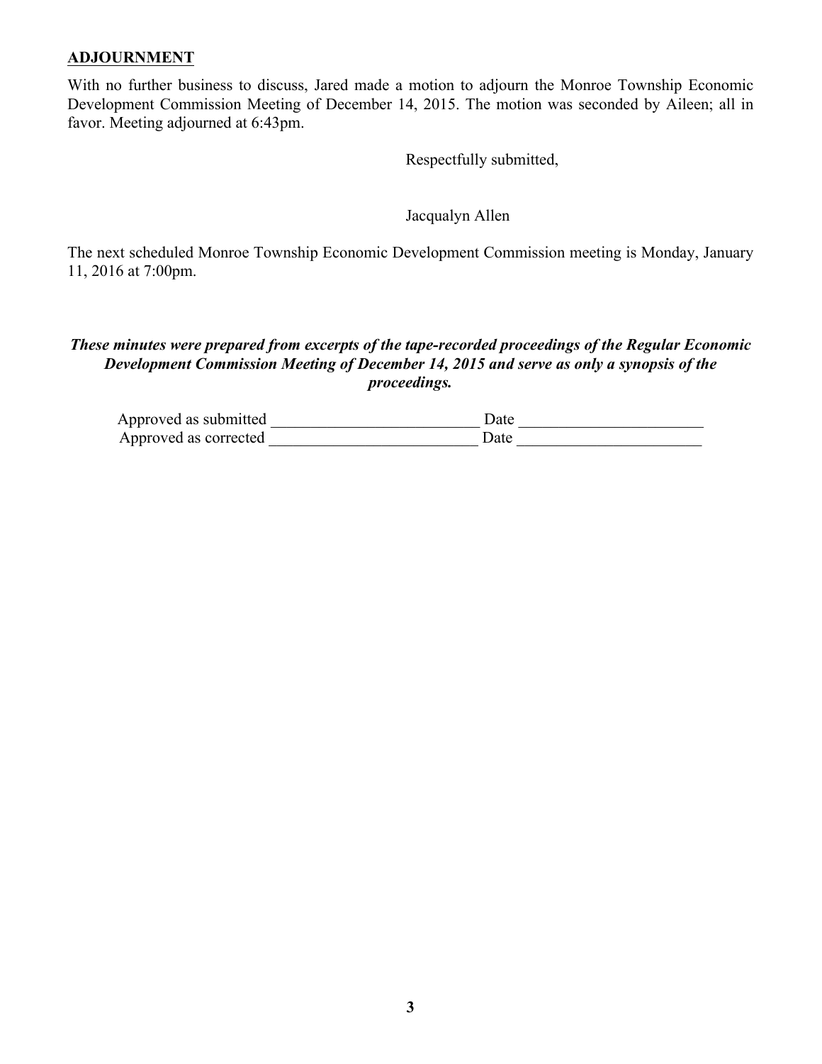**ADJOURNMENT**

With no further business to discuss, Jared made a motion to adjourn the Monroe Township Economic Development Commission Meeting of December 14, 2015. The motion was seconded by Aileen; all in favor. Meeting adjourned at 6:43pm.

Respectfully submitted,

Jacqualyn Allen

The next scheduled Monroe Township Economic Development Commission meeting is Monday, January 11, 2016 at 7:00pm.

***These minutes were prepared from excerpts of the tape-recorded proceedings of the Regular Economic Development Commission Meeting of December 14, 2015 and serve as only a synopsis of the proceedings.***

Approved as submitted ____________________________ Date ________________________

Approved as corrected ____________________________ Date ________________________